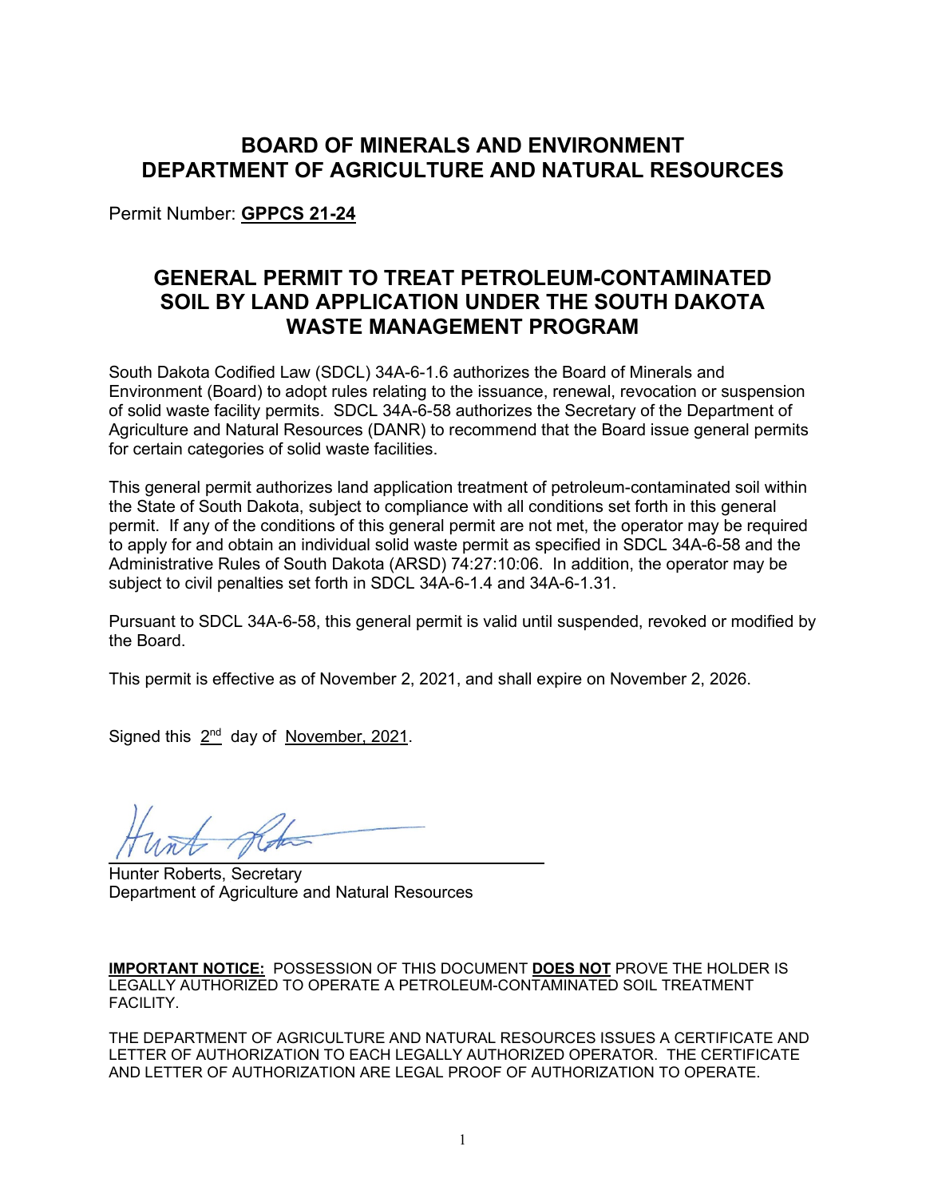# BOARD OF MINERALS AND ENVIRONMENT
# DEPARTMENT OF AGRICULTURE AND NATURAL RESOURCES

Permit Number: **GPPCS 21-24**

## GENERAL PERMIT TO TREAT PETROLEUM-CONTAMINATED SOIL BY LAND APPLICATION UNDER THE SOUTH DAKOTA WASTE MANAGEMENT PROGRAM

South Dakota Codified Law (SDCL) 34A-6-1.6 authorizes the Board of Minerals and Environment (Board) to adopt rules relating to the issuance, renewal, revocation or suspension of solid waste facility permits. SDCL 34A-6-58 authorizes the Secretary of the Department of Agriculture and Natural Resources (DANR) to recommend that the Board issue general permits for certain categories of solid waste facilities.

This general permit authorizes land application treatment of petroleum-contaminated soil within the State of South Dakota, subject to compliance with all conditions set forth in this general permit. If any of the conditions of this general permit are not met, the operator may be required to apply for and obtain an individual solid waste permit as specified in SDCL 34A-6-58 and the Administrative Rules of South Dakota (ARSD) 74:27:10:06. In addition, the operator may be subject to civil penalties set forth in SDCL 34A-6-1.4 and 34A-6-1.31.

Pursuant to SDCL 34A-6-58, this general permit is valid until suspended, revoked or modified by the Board.

This permit is effective as of November 2, 2021, and shall expire on November 2, 2026.

Signed this 2nd day of November, 2021.

Hunter Roberts, Secretary
Department of Agriculture and Natural Resources

**IMPORTANT NOTICE:** POSSESSION OF THIS DOCUMENT **DOES NOT** PROVE THE HOLDER IS LEGALLY AUTHORIZED TO OPERATE A PETROLEUM-CONTAMINATED SOIL TREATMENT FACILITY.

THE DEPARTMENT OF AGRICULTURE AND NATURAL RESOURCES ISSUES A CERTIFICATE AND LETTER OF AUTHORIZATION TO EACH LEGALLY AUTHORIZED OPERATOR. THE CERTIFICATE AND LETTER OF AUTHORIZATION ARE LEGAL PROOF OF AUTHORIZATION TO OPERATE.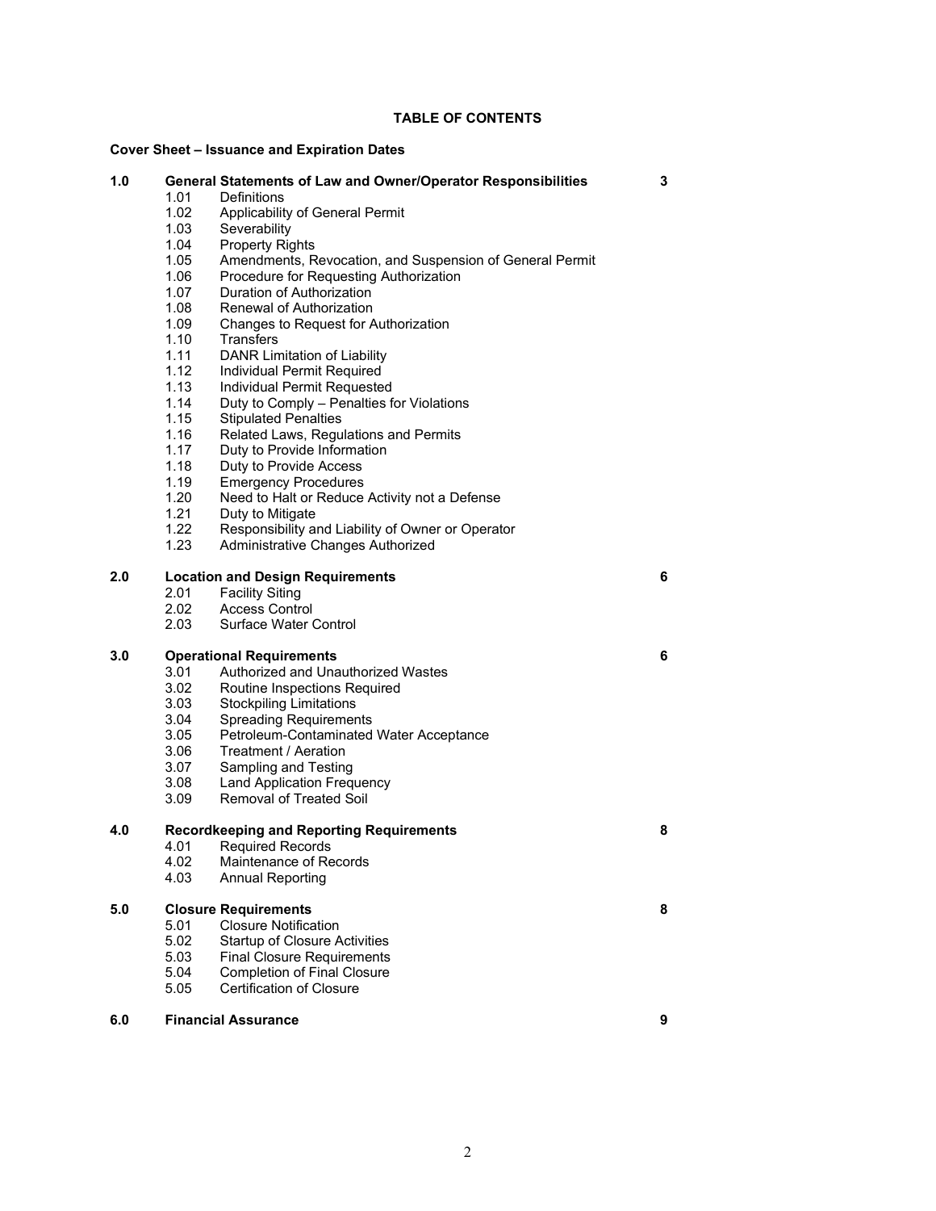**TABLE OF CONTENTS**

**Cover Sheet – Issuance and Expiration Dates**

| | | |
|---|---|---|
| **1.0** | **General Statements of Law and Owner/Operator Responsibilities** | **3** |
| | 1.01 Definitions | |
| | 1.02 Applicability of General Permit | |
| | 1.03 Severability | |
| | 1.04 Property Rights | |
| | 1.05 Amendments, Revocation, and Suspension of General Permit | |
| | 1.06 Procedure for Requesting Authorization | |
| | 1.07 Duration of Authorization | |
| | 1.08 Renewal of Authorization | |
| | 1.09 Changes to Request for Authorization | |
| | 1.10 Transfers | |
| | 1.11 DANR Limitation of Liability | |
| | 1.12 Individual Permit Required | |
| | 1.13 Individual Permit Requested | |
| | 1.14 Duty to Comply – Penalties for Violations | |
| | 1.15 Stipulated Penalties | |
| | 1.16 Related Laws, Regulations and Permits | |
| | 1.17 Duty to Provide Information | |
| | 1.18 Duty to Provide Access | |
| | 1.19 Emergency Procedures | |
| | 1.20 Need to Halt or Reduce Activity not a Defense | |
| | 1.21 Duty to Mitigate | |
| | 1.22 Responsibility and Liability of Owner or Operator | |
| | 1.23 Administrative Changes Authorized | |
| **2.0** | **Location and Design Requirements** | **6** |
| | 2.01 Facility Siting | |
| | 2.02 Access Control | |
| | 2.03 Surface Water Control | |
| **3.0** | **Operational Requirements** | **6** |
| | 3.01 Authorized and Unauthorized Wastes | |
| | 3.02 Routine Inspections Required | |
| | 3.03 Stockpiling Limitations | |
| | 3.04 Spreading Requirements | |
| | 3.05 Petroleum-Contaminated Water Acceptance | |
| | 3.06 Treatment / Aeration | |
| | 3.07 Sampling and Testing | |
| | 3.08 Land Application Frequency | |
| | 3.09 Removal of Treated Soil | |
| **4.0** | **Recordkeeping and Reporting Requirements** | **8** |
| | 4.01 Required Records | |
| | 4.02 Maintenance of Records | |
| | 4.03 Annual Reporting | |
| **5.0** | **Closure Requirements** | **8** |
| | 5.01 Closure Notification | |
| | 5.02 Startup of Closure Activities | |
| | 5.03 Final Closure Requirements | |
| | 5.04 Completion of Final Closure | |
| | 5.05 Certification of Closure | |
| **6.0** | **Financial Assurance** | **9** |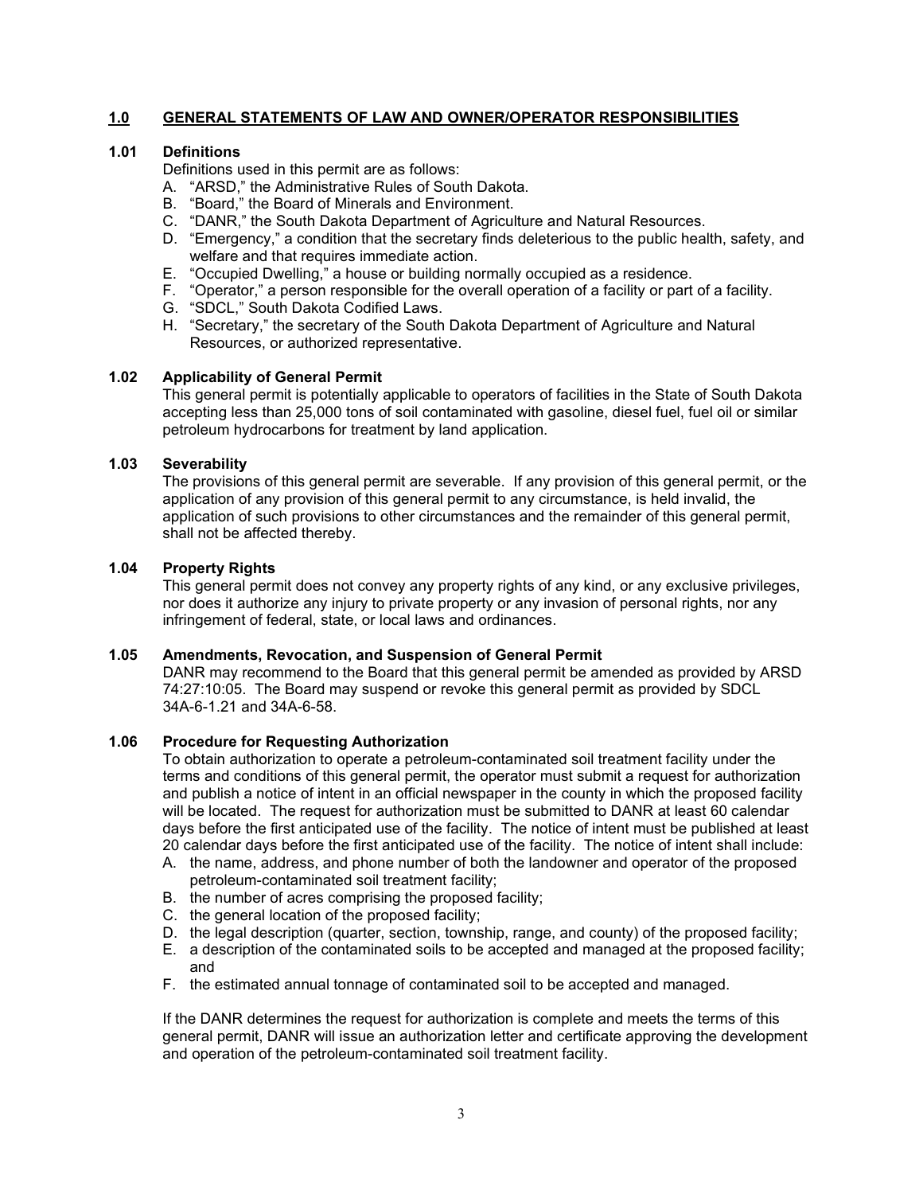## 1.0 GENERAL STATEMENTS OF LAW AND OWNER/OPERATOR RESPONSIBILITIES

### 1.01 Definitions

Definitions used in this permit are as follows:

A. "ARSD," the Administrative Rules of South Dakota.
B. "Board," the Board of Minerals and Environment.
C. "DANR," the South Dakota Department of Agriculture and Natural Resources.
D. "Emergency," a condition that the secretary finds deleterious to the public health, safety, and welfare and that requires immediate action.
E. "Occupied Dwelling," a house or building normally occupied as a residence.
F. "Operator," a person responsible for the overall operation of a facility or part of a facility.
G. "SDCL," South Dakota Codified Laws.
H. "Secretary," the secretary of the South Dakota Department of Agriculture and Natural Resources, or authorized representative.

### 1.02 Applicability of General Permit

This general permit is potentially applicable to operators of facilities in the State of South Dakota accepting less than 25,000 tons of soil contaminated with gasoline, diesel fuel, fuel oil or similar petroleum hydrocarbons for treatment by land application.

### 1.03 Severability

The provisions of this general permit are severable. If any provision of this general permit, or the application of any provision of this general permit to any circumstance, is held invalid, the application of such provisions to other circumstances and the remainder of this general permit, shall not be affected thereby.

### 1.04 Property Rights

This general permit does not convey any property rights of any kind, or any exclusive privileges, nor does it authorize any injury to private property or any invasion of personal rights, nor any infringement of federal, state, or local laws and ordinances.

### 1.05 Amendments, Revocation, and Suspension of General Permit

DANR may recommend to the Board that this general permit be amended as provided by ARSD 74:27:10:05. The Board may suspend or revoke this general permit as provided by SDCL 34A-6-1.21 and 34A-6-58.

### 1.06 Procedure for Requesting Authorization

To obtain authorization to operate a petroleum-contaminated soil treatment facility under the terms and conditions of this general permit, the operator must submit a request for authorization and publish a notice of intent in an official newspaper in the county in which the proposed facility will be located. The request for authorization must be submitted to DANR at least 60 calendar days before the first anticipated use of the facility. The notice of intent must be published at least 20 calendar days before the first anticipated use of the facility. The notice of intent shall include:

A. the name, address, and phone number of both the landowner and operator of the proposed petroleum-contaminated soil treatment facility;
B. the number of acres comprising the proposed facility;
C. the general location of the proposed facility;
D. the legal description (quarter, section, township, range, and county) of the proposed facility;
E. a description of the contaminated soils to be accepted and managed at the proposed facility; and
F. the estimated annual tonnage of contaminated soil to be accepted and managed.

If the DANR determines the request for authorization is complete and meets the terms of this general permit, DANR will issue an authorization letter and certificate approving the development and operation of the petroleum-contaminated soil treatment facility.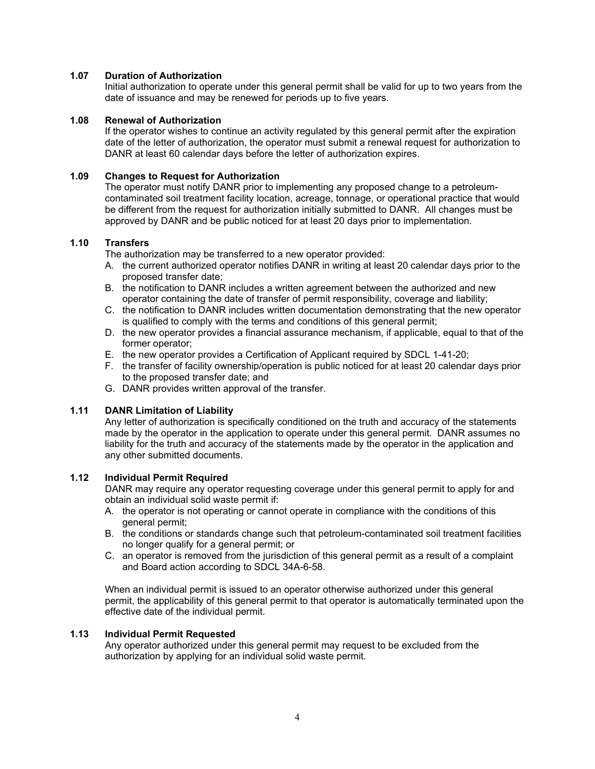### 1.07 Duration of Authorization

Initial authorization to operate under this general permit shall be valid for up to two years from the date of issuance and may be renewed for periods up to five years.

### 1.08 Renewal of Authorization

If the operator wishes to continue an activity regulated by this general permit after the expiration date of the letter of authorization, the operator must submit a renewal request for authorization to DANR at least 60 calendar days before the letter of authorization expires.

### 1.09 Changes to Request for Authorization

The operator must notify DANR prior to implementing any proposed change to a petroleum-contaminated soil treatment facility location, acreage, tonnage, or operational practice that would be different from the request for authorization initially submitted to DANR. All changes must be approved by DANR and be public noticed for at least 20 days prior to implementation.

### 1.10 Transfers

The authorization may be transferred to a new operator provided:

A. the current authorized operator notifies DANR in writing at least 20 calendar days prior to the proposed transfer date;
B. the notification to DANR includes a written agreement between the authorized and new operator containing the date of transfer of permit responsibility, coverage and liability;
C. the notification to DANR includes written documentation demonstrating that the new operator is qualified to comply with the terms and conditions of this general permit;
D. the new operator provides a financial assurance mechanism, if applicable, equal to that of the former operator;
E. the new operator provides a Certification of Applicant required by SDCL 1-41-20;
F. the transfer of facility ownership/operation is public noticed for at least 20 calendar days prior to the proposed transfer date; and
G. DANR provides written approval of the transfer.

### 1.11 DANR Limitation of Liability

Any letter of authorization is specifically conditioned on the truth and accuracy of the statements made by the operator in the application to operate under this general permit. DANR assumes no liability for the truth and accuracy of the statements made by the operator in the application and any other submitted documents.

### 1.12 Individual Permit Required

DANR may require any operator requesting coverage under this general permit to apply for and obtain an individual solid waste permit if:

A. the operator is not operating or cannot operate in compliance with the conditions of this general permit;
B. the conditions or standards change such that petroleum-contaminated soil treatment facilities no longer qualify for a general permit; or
C. an operator is removed from the jurisdiction of this general permit as a result of a complaint and Board action according to SDCL 34A-6-58.

When an individual permit is issued to an operator otherwise authorized under this general permit, the applicability of this general permit to that operator is automatically terminated upon the effective date of the individual permit.

### 1.13 Individual Permit Requested

Any operator authorized under this general permit may request to be excluded from the authorization by applying for an individual solid waste permit.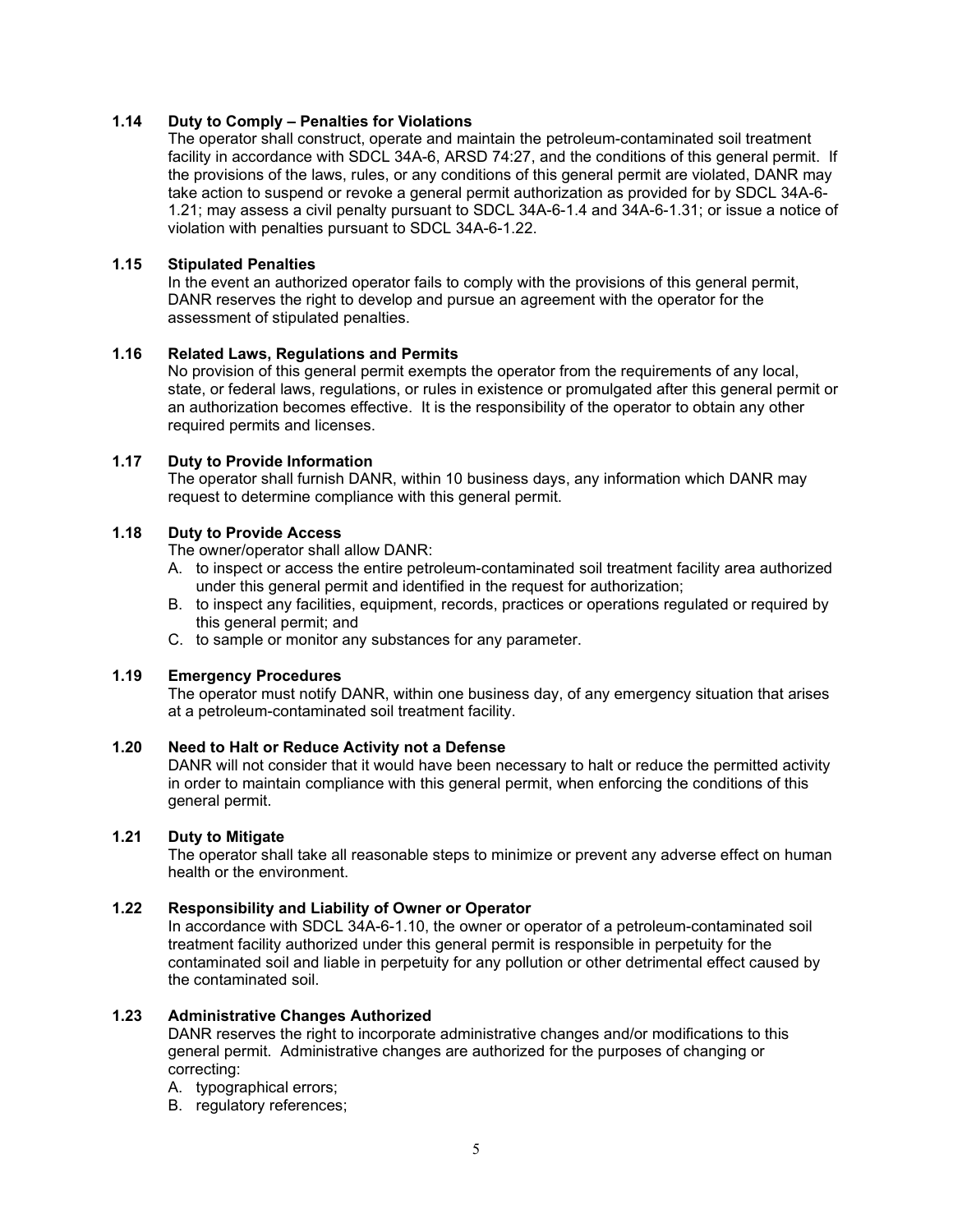### 1.14 Duty to Comply – Penalties for Violations

The operator shall construct, operate and maintain the petroleum-contaminated soil treatment facility in accordance with SDCL 34A-6, ARSD 74:27, and the conditions of this general permit. If the provisions of the laws, rules, or any conditions of this general permit are violated, DANR may take action to suspend or revoke a general permit authorization as provided for by SDCL 34A-6-1.21; may assess a civil penalty pursuant to SDCL 34A-6-1.4 and 34A-6-1.31; or issue a notice of violation with penalties pursuant to SDCL 34A-6-1.22.

### 1.15 Stipulated Penalties

In the event an authorized operator fails to comply with the provisions of this general permit, DANR reserves the right to develop and pursue an agreement with the operator for the assessment of stipulated penalties.

### 1.16 Related Laws, Regulations and Permits

No provision of this general permit exempts the operator from the requirements of any local, state, or federal laws, regulations, or rules in existence or promulgated after this general permit or an authorization becomes effective. It is the responsibility of the operator to obtain any other required permits and licenses.

### 1.17 Duty to Provide Information

The operator shall furnish DANR, within 10 business days, any information which DANR may request to determine compliance with this general permit.

### 1.18 Duty to Provide Access

The owner/operator shall allow DANR:

A. to inspect or access the entire petroleum-contaminated soil treatment facility area authorized under this general permit and identified in the request for authorization;
B. to inspect any facilities, equipment, records, practices or operations regulated or required by this general permit; and
C. to sample or monitor any substances for any parameter.

### 1.19 Emergency Procedures

The operator must notify DANR, within one business day, of any emergency situation that arises at a petroleum-contaminated soil treatment facility.

### 1.20 Need to Halt or Reduce Activity not a Defense

DANR will not consider that it would have been necessary to halt or reduce the permitted activity in order to maintain compliance with this general permit, when enforcing the conditions of this general permit.

### 1.21 Duty to Mitigate

The operator shall take all reasonable steps to minimize or prevent any adverse effect on human health or the environment.

### 1.22 Responsibility and Liability of Owner or Operator

In accordance with SDCL 34A-6-1.10, the owner or operator of a petroleum-contaminated soil treatment facility authorized under this general permit is responsible in perpetuity for the contaminated soil and liable in perpetuity for any pollution or other detrimental effect caused by the contaminated soil.

### 1.23 Administrative Changes Authorized

DANR reserves the right to incorporate administrative changes and/or modifications to this general permit. Administrative changes are authorized for the purposes of changing or correcting:

A. typographical errors;
B. regulatory references;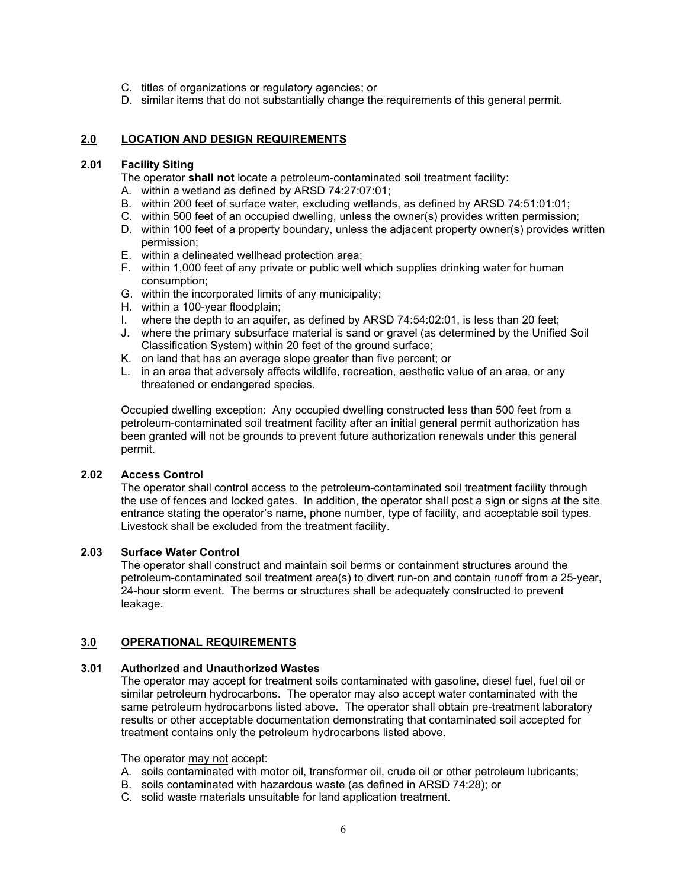C. titles of organizations or regulatory agencies; or
D. similar items that do not substantially change the requirements of this general permit.

## 2.0 LOCATION AND DESIGN REQUIREMENTS

### 2.01 Facility Siting

The operator **shall not** locate a petroleum-contaminated soil treatment facility:

A. within a wetland as defined by ARSD 74:27:07:01;
B. within 200 feet of surface water, excluding wetlands, as defined by ARSD 74:51:01:01;
C. within 500 feet of an occupied dwelling, unless the owner(s) provides written permission;
D. within 100 feet of a property boundary, unless the adjacent property owner(s) provides written permission;
E. within a delineated wellhead protection area;
F. within 1,000 feet of any private or public well which supplies drinking water for human consumption;
G. within the incorporated limits of any municipality;
H. within a 100-year floodplain;
I. where the depth to an aquifer, as defined by ARSD 74:54:02:01, is less than 20 feet;
J. where the primary subsurface material is sand or gravel (as determined by the Unified Soil Classification System) within 20 feet of the ground surface;
K. on land that has an average slope greater than five percent; or
L. in an area that adversely affects wildlife, recreation, aesthetic value of an area, or any threatened or endangered species.

Occupied dwelling exception: Any occupied dwelling constructed less than 500 feet from a petroleum-contaminated soil treatment facility after an initial general permit authorization has been granted will not be grounds to prevent future authorization renewals under this general permit.

### 2.02 Access Control

The operator shall control access to the petroleum-contaminated soil treatment facility through the use of fences and locked gates. In addition, the operator shall post a sign or signs at the site entrance stating the operator's name, phone number, type of facility, and acceptable soil types. Livestock shall be excluded from the treatment facility.

### 2.03 Surface Water Control

The operator shall construct and maintain soil berms or containment structures around the petroleum-contaminated soil treatment area(s) to divert run-on and contain runoff from a 25-year, 24-hour storm event. The berms or structures shall be adequately constructed to prevent leakage.

## 3.0 OPERATIONAL REQUIREMENTS

### 3.01 Authorized and Unauthorized Wastes

The operator may accept for treatment soils contaminated with gasoline, diesel fuel, fuel oil or similar petroleum hydrocarbons. The operator may also accept water contaminated with the same petroleum hydrocarbons listed above. The operator shall obtain pre-treatment laboratory results or other acceptable documentation demonstrating that contaminated soil accepted for treatment contains <u>only</u> the petroleum hydrocarbons listed above.

The operator <u>may not</u> accept:

A. soils contaminated with motor oil, transformer oil, crude oil or other petroleum lubricants;
B. soils contaminated with hazardous waste (as defined in ARSD 74:28); or
C. solid waste materials unsuitable for land application treatment.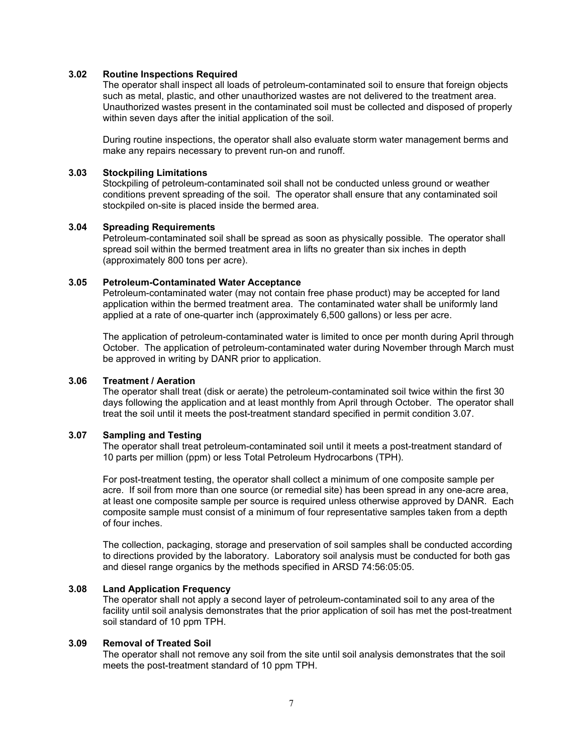### 3.02 Routine Inspections Required

The operator shall inspect all loads of petroleum-contaminated soil to ensure that foreign objects such as metal, plastic, and other unauthorized wastes are not delivered to the treatment area. Unauthorized wastes present in the contaminated soil must be collected and disposed of properly within seven days after the initial application of the soil.

During routine inspections, the operator shall also evaluate storm water management berms and make any repairs necessary to prevent run-on and runoff.

### 3.03 Stockpiling Limitations

Stockpiling of petroleum-contaminated soil shall not be conducted unless ground or weather conditions prevent spreading of the soil. The operator shall ensure that any contaminated soil stockpiled on-site is placed inside the bermed area.

### 3.04 Spreading Requirements

Petroleum-contaminated soil shall be spread as soon as physically possible. The operator shall spread soil within the bermed treatment area in lifts no greater than six inches in depth (approximately 800 tons per acre).

### 3.05 Petroleum-Contaminated Water Acceptance

Petroleum-contaminated water (may not contain free phase product) may be accepted for land application within the bermed treatment area. The contaminated water shall be uniformly land applied at a rate of one-quarter inch (approximately 6,500 gallons) or less per acre.

The application of petroleum-contaminated water is limited to once per month during April through October. The application of petroleum-contaminated water during November through March must be approved in writing by DANR prior to application.

### 3.06 Treatment / Aeration

The operator shall treat (disk or aerate) the petroleum-contaminated soil twice within the first 30 days following the application and at least monthly from April through October. The operator shall treat the soil until it meets the post-treatment standard specified in permit condition 3.07.

### 3.07 Sampling and Testing

The operator shall treat petroleum-contaminated soil until it meets a post-treatment standard of 10 parts per million (ppm) or less Total Petroleum Hydrocarbons (TPH).

For post-treatment testing, the operator shall collect a minimum of one composite sample per acre. If soil from more than one source (or remedial site) has been spread in any one-acre area, at least one composite sample per source is required unless otherwise approved by DANR. Each composite sample must consist of a minimum of four representative samples taken from a depth of four inches.

The collection, packaging, storage and preservation of soil samples shall be conducted according to directions provided by the laboratory. Laboratory soil analysis must be conducted for both gas and diesel range organics by the methods specified in ARSD 74:56:05:05.

### 3.08 Land Application Frequency

The operator shall not apply a second layer of petroleum-contaminated soil to any area of the facility until soil analysis demonstrates that the prior application of soil has met the post-treatment soil standard of 10 ppm TPH.

### 3.09 Removal of Treated Soil

The operator shall not remove any soil from the site until soil analysis demonstrates that the soil meets the post-treatment standard of 10 ppm TPH.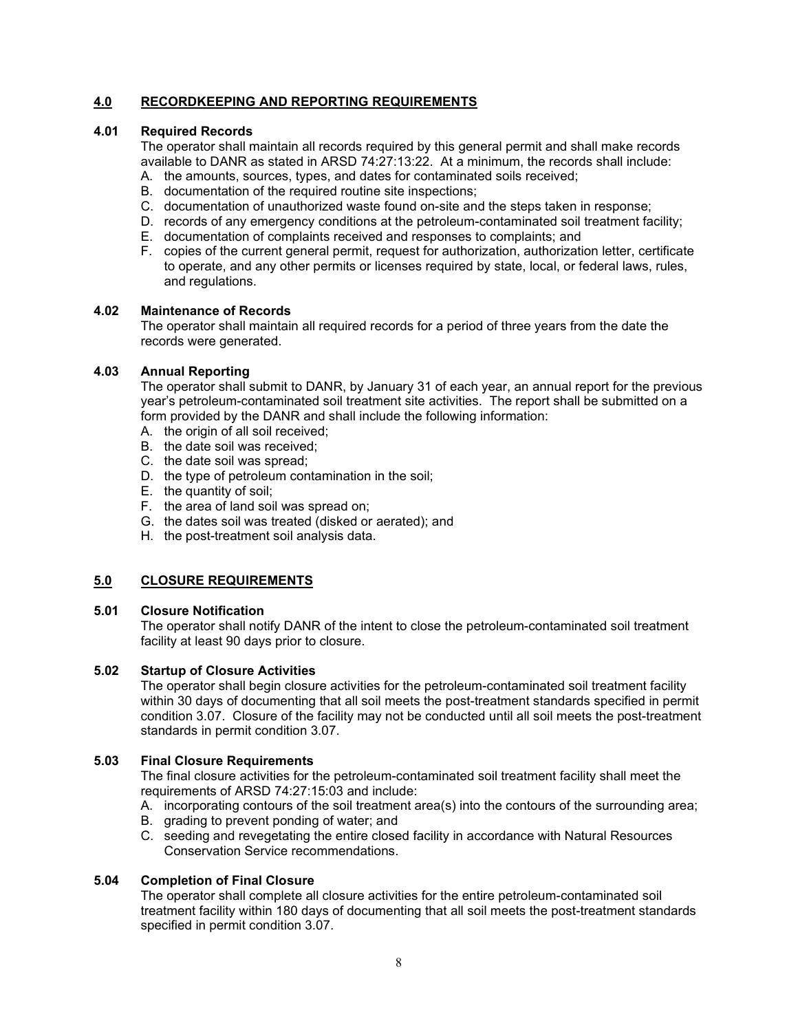## 4.0 RECORDKEEPING AND REPORTING REQUIREMENTS

### 4.01 Required Records

The operator shall maintain all records required by this general permit and shall make records available to DANR as stated in ARSD 74:27:13:22. At a minimum, the records shall include:

A. the amounts, sources, types, and dates for contaminated soils received;
B. documentation of the required routine site inspections;
C. documentation of unauthorized waste found on-site and the steps taken in response;
D. records of any emergency conditions at the petroleum-contaminated soil treatment facility;
E. documentation of complaints received and responses to complaints; and
F. copies of the current general permit, request for authorization, authorization letter, certificate to operate, and any other permits or licenses required by state, local, or federal laws, rules, and regulations.

### 4.02 Maintenance of Records

The operator shall maintain all required records for a period of three years from the date the records were generated.

### 4.03 Annual Reporting

The operator shall submit to DANR, by January 31 of each year, an annual report for the previous year's petroleum-contaminated soil treatment site activities. The report shall be submitted on a form provided by the DANR and shall include the following information:

A. the origin of all soil received;
B. the date soil was received;
C. the date soil was spread;
D. the type of petroleum contamination in the soil;
E. the quantity of soil;
F. the area of land soil was spread on;
G. the dates soil was treated (disked or aerated); and
H. the post-treatment soil analysis data.

## 5.0 CLOSURE REQUIREMENTS

### 5.01 Closure Notification

The operator shall notify DANR of the intent to close the petroleum-contaminated soil treatment facility at least 90 days prior to closure.

### 5.02 Startup of Closure Activities

The operator shall begin closure activities for the petroleum-contaminated soil treatment facility within 30 days of documenting that all soil meets the post-treatment standards specified in permit condition 3.07. Closure of the facility may not be conducted until all soil meets the post-treatment standards in permit condition 3.07.

### 5.03 Final Closure Requirements

The final closure activities for the petroleum-contaminated soil treatment facility shall meet the requirements of ARSD 74:27:15:03 and include:

A. incorporating contours of the soil treatment area(s) into the contours of the surrounding area;
B. grading to prevent ponding of water; and
C. seeding and revegetating the entire closed facility in accordance with Natural Resources Conservation Service recommendations.

### 5.04 Completion of Final Closure

The operator shall complete all closure activities for the entire petroleum-contaminated soil treatment facility within 180 days of documenting that all soil meets the post-treatment standards specified in permit condition 3.07.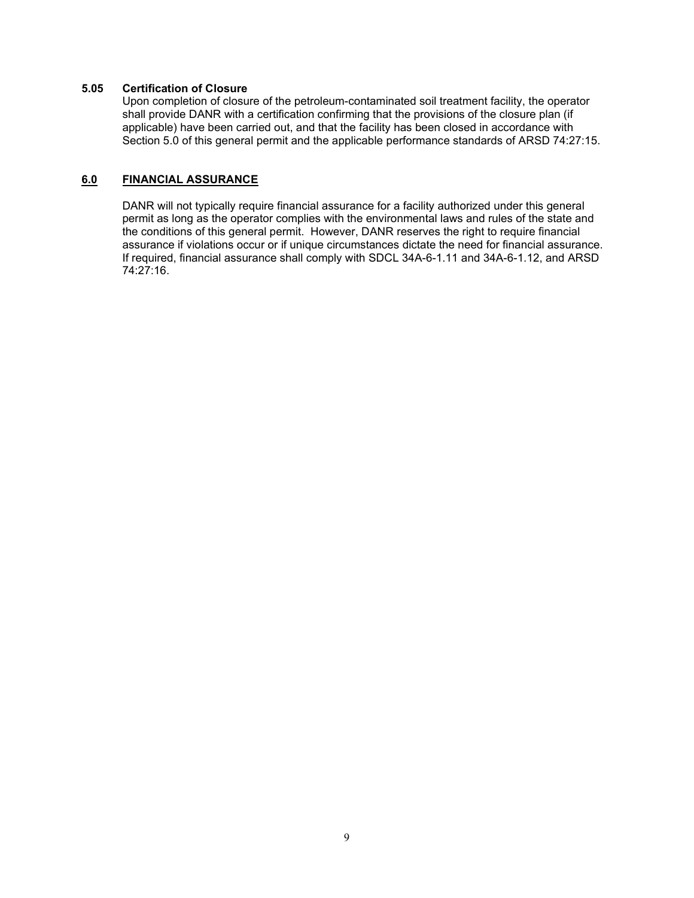### 5.05 Certification of Closure

Upon completion of closure of the petroleum-contaminated soil treatment facility, the operator shall provide DANR with a certification confirming that the provisions of the closure plan (if applicable) have been carried out, and that the facility has been closed in accordance with Section 5.0 of this general permit and the applicable performance standards of ARSD 74:27:15.

## 6.0 FINANCIAL ASSURANCE

DANR will not typically require financial assurance for a facility authorized under this general permit as long as the operator complies with the environmental laws and rules of the state and the conditions of this general permit. However, DANR reserves the right to require financial assurance if violations occur or if unique circumstances dictate the need for financial assurance. If required, financial assurance shall comply with SDCL 34A-6-1.11 and 34A-6-1.12, and ARSD 74:27:16.